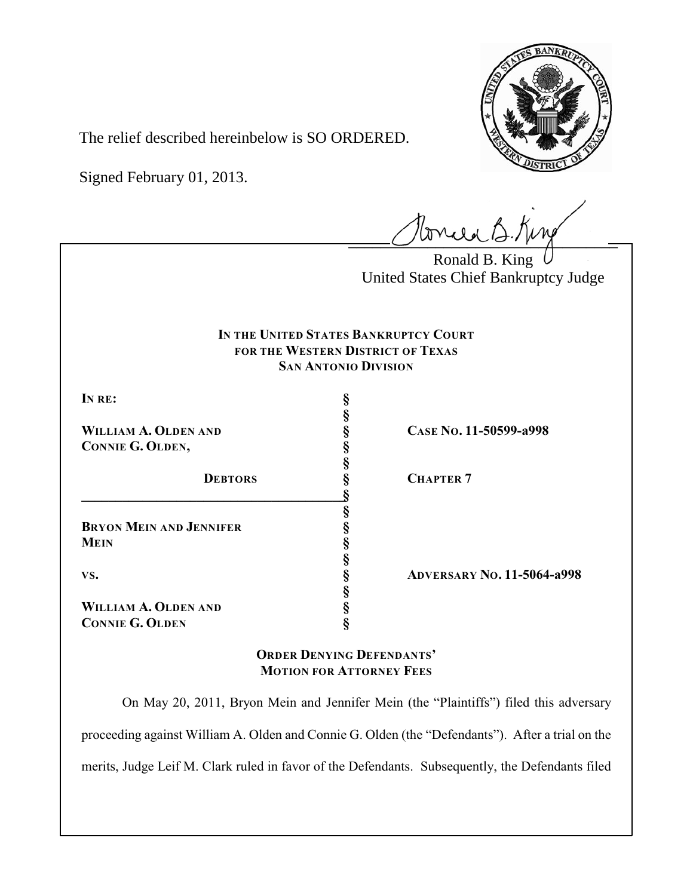The relief described hereinbelow is SO ORDERED.

Signed February 01, 2013.

Ronald B. King
United States Chief Bankruptcy Judge

**IN THE UNITED STATES BANKRUPTCY COURT**
**FOR THE WESTERN DISTRICT OF TEXAS**
**SAN ANTONIO DIVISION**

| | | |
|---|---|---|
| **IN RE:** | § | |
| | § | |
| **WILLIAM A. OLDEN AND CONNIE G. OLDEN,** | § | **CASE NO. 11-50599-a998** |
| | § | |
| **DEBTORS** | § | **CHAPTER 7** |
| | § | |
| **BRYON MEIN AND JENNIFER MEIN** | § | |
| | § | |
| **VS.** | § | **ADVERSARY NO. 11-5064-a998** |
| | § | |
| **WILLIAM A. OLDEN AND CONNIE G. OLDEN** | § | |

**ORDER DENYING DEFENDANTS' MOTION FOR ATTORNEY FEES**

On May 20, 2011, Bryon Mein and Jennifer Mein (the "Plaintiffs") filed this adversary proceeding against William A. Olden and Connie G. Olden (the "Defendants"). After a trial on the merits, Judge Leif M. Clark ruled in favor of the Defendants. Subsequently, the Defendants filed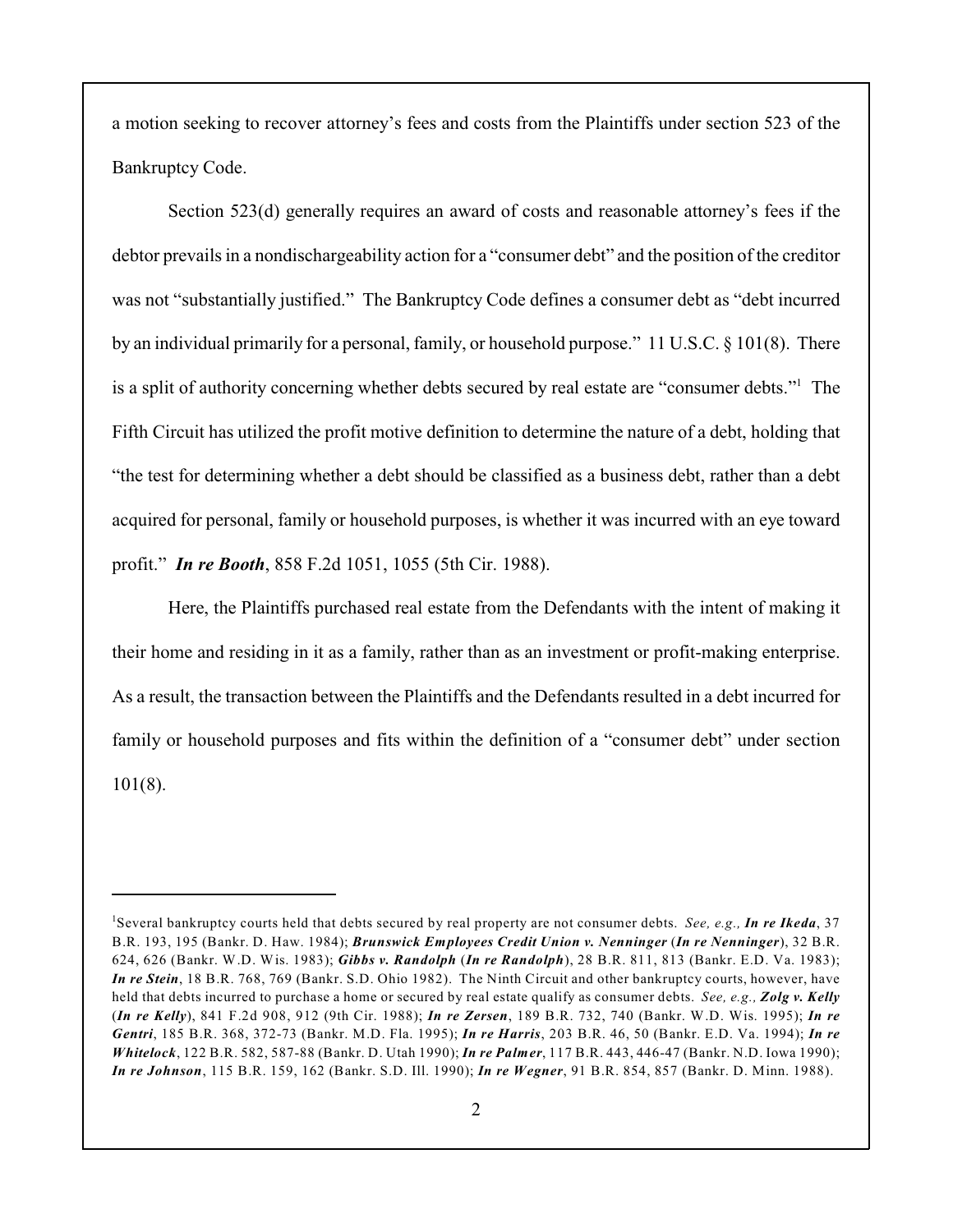a motion seeking to recover attorney's fees and costs from the Plaintiffs under section 523 of the Bankruptcy Code.

Section 523(d) generally requires an award of costs and reasonable attorney's fees if the debtor prevails in a nondischargeability action for a "consumer debt" and the position of the creditor was not "substantially justified." The Bankruptcy Code defines a consumer debt as "debt incurred by an individual primarily for a personal, family, or household purpose." 11 U.S.C. § 101(8). There is a split of authority concerning whether debts secured by real estate are "consumer debts."[1] The Fifth Circuit has utilized the profit motive definition to determine the nature of a debt, holding that "the test for determining whether a debt should be classified as a business debt, rather than a debt acquired for personal, family or household purposes, is whether it was incurred with an eye toward profit." ***In re Booth***, 858 F.2d 1051, 1055 (5th Cir. 1988).

Here, the Plaintiffs purchased real estate from the Defendants with the intent of making it their home and residing in it as a family, rather than as an investment or profit-making enterprise. As a result, the transaction between the Plaintiffs and the Defendants resulted in a debt incurred for family or household purposes and fits within the definition of a "consumer debt" under section 101(8).

---

[1]Several bankruptcy courts held that debts secured by real property are not consumer debts. *See, e.g.,* ***In re Ikeda***, 37 B.R. 193, 195 (Bankr. D. Haw. 1984); ***Brunswick Employees Credit Union v. Nenninger*** (***In re Nenninger***), 32 B.R. 624, 626 (Bankr. W.D. Wis. 1983); ***Gibbs v. Randolph*** (***In re Randolph***), 28 B.R. 811, 813 (Bankr. E.D. Va. 1983); ***In re Stein***, 18 B.R. 768, 769 (Bankr. S.D. Ohio 1982). The Ninth Circuit and other bankruptcy courts, however, have held that debts incurred to purchase a home or secured by real estate qualify as consumer debts. *See, e.g.,* ***Zolg v. Kelly*** (***In re Kelly***), 841 F.2d 908, 912 (9th Cir. 1988); ***In re Zersen***, 189 B.R. 732, 740 (Bankr. W.D. Wis. 1995); ***In re Gentri***, 185 B.R. 368, 372-73 (Bankr. M.D. Fla. 1995); ***In re Harris***, 203 B.R. 46, 50 (Bankr. E.D. Va. 1994); ***In re Whitelock***, 122 B.R. 582, 587-88 (Bankr. D. Utah 1990); ***In re Palmer***, 117 B.R. 443, 446-47 (Bankr. N.D. Iowa 1990); ***In re Johnson***, 115 B.R. 159, 162 (Bankr. S.D. Ill. 1990); ***In re Wegner***, 91 B.R. 854, 857 (Bankr. D. Minn. 1988).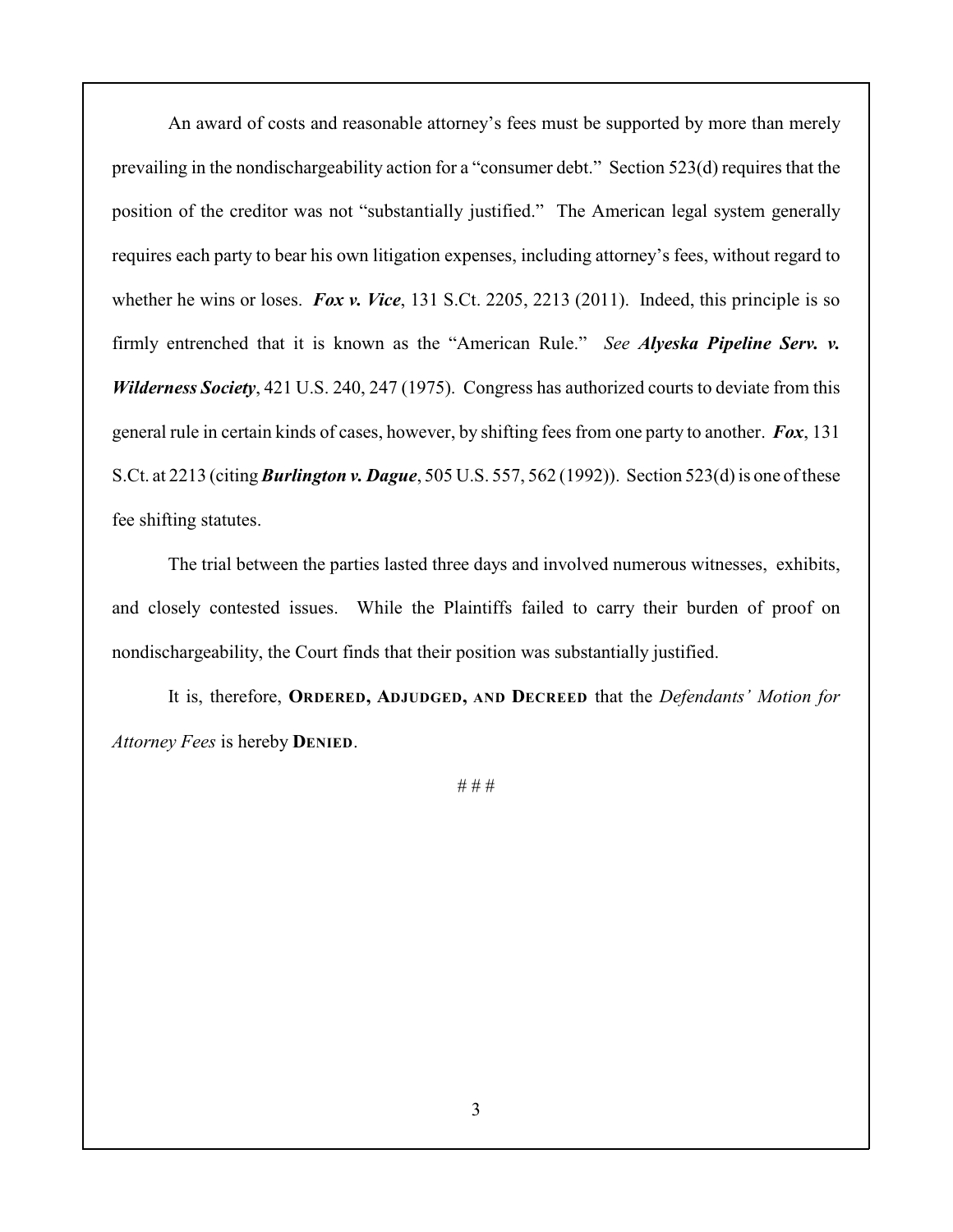An award of costs and reasonable attorney's fees must be supported by more than merely prevailing in the nondischargeability action for a "consumer debt." Section 523(d) requires that the position of the creditor was not "substantially justified." The American legal system generally requires each party to bear his own litigation expenses, including attorney's fees, without regard to whether he wins or loses. ***Fox v. Vice***, 131 S.Ct. 2205, 2213 (2011). Indeed, this principle is so firmly entrenched that it is known as the "American Rule." *See* ***Alyeska Pipeline Serv. v. Wilderness Society***, 421 U.S. 240, 247 (1975). Congress has authorized courts to deviate from this general rule in certain kinds of cases, however, by shifting fees from one party to another. ***Fox***, 131 S.Ct. at 2213 (citing ***Burlington v. Dague***, 505 U.S. 557, 562 (1992)). Section 523(d) is one of these fee shifting statutes.

The trial between the parties lasted three days and involved numerous witnesses, exhibits, and closely contested issues. While the Plaintiffs failed to carry their burden of proof on nondischargeability, the Court finds that their position was substantially justified.

It is, therefore, **ORDERED, ADJUDGED, AND DECREED** that the *Defendants' Motion for Attorney Fees* is hereby **DENIED**.

# # #